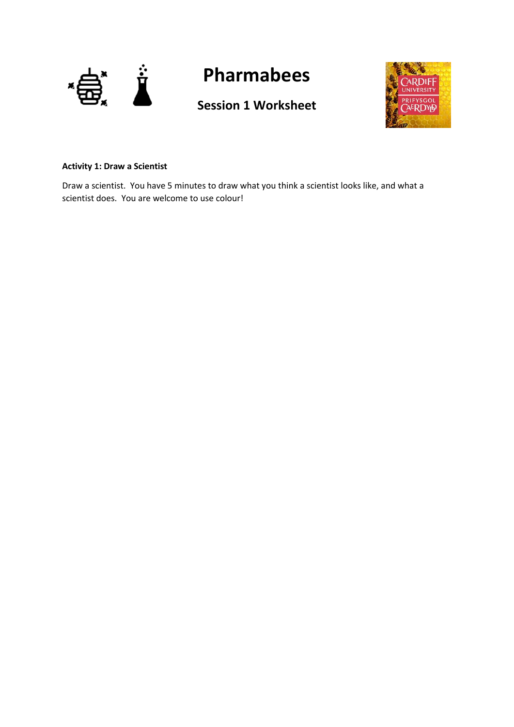# Pharmabees

## Session 1 Worksheet

**Activity 1: Draw a Scientist**

Draw a scientist. You have 5 minutes to draw what you think a scientist looks like, and what a scientist does. You are welcome to use colour!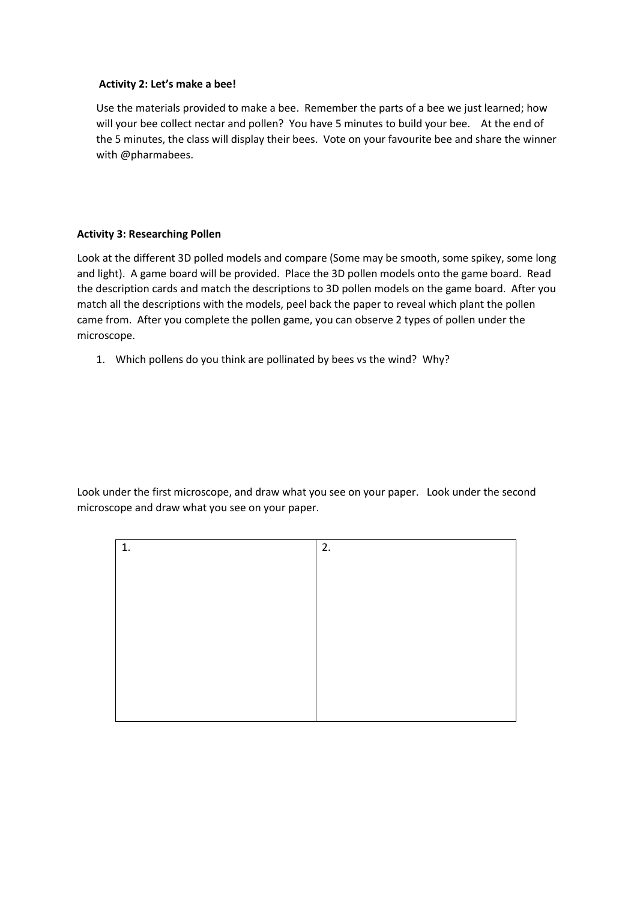**Activity 2: Let's make a bee!**

Use the materials provided to make a bee. Remember the parts of a bee we just learned; how will your bee collect nectar and pollen? You have 5 minutes to build your bee. At the end of the 5 minutes, the class will display their bees. Vote on your favourite bee and share the winner with @pharmabees.

**Activity 3: Researching Pollen**

Look at the different 3D polled models and compare (Some may be smooth, some spikey, some long and light). A game board will be provided. Place the 3D pollen models onto the game board. Read the description cards and match the descriptions to 3D pollen models on the game board. After you match all the descriptions with the models, peel back the paper to reveal which plant the pollen came from. After you complete the pollen game, you can observe 2 types of pollen under the microscope.

1. Which pollens do you think are pollinated by bees vs the wind? Why?

Look under the first microscope, and draw what you see on your paper. Look under the second microscope and draw what you see on your paper.

| 1. | 2. |
| --- | --- |
| | |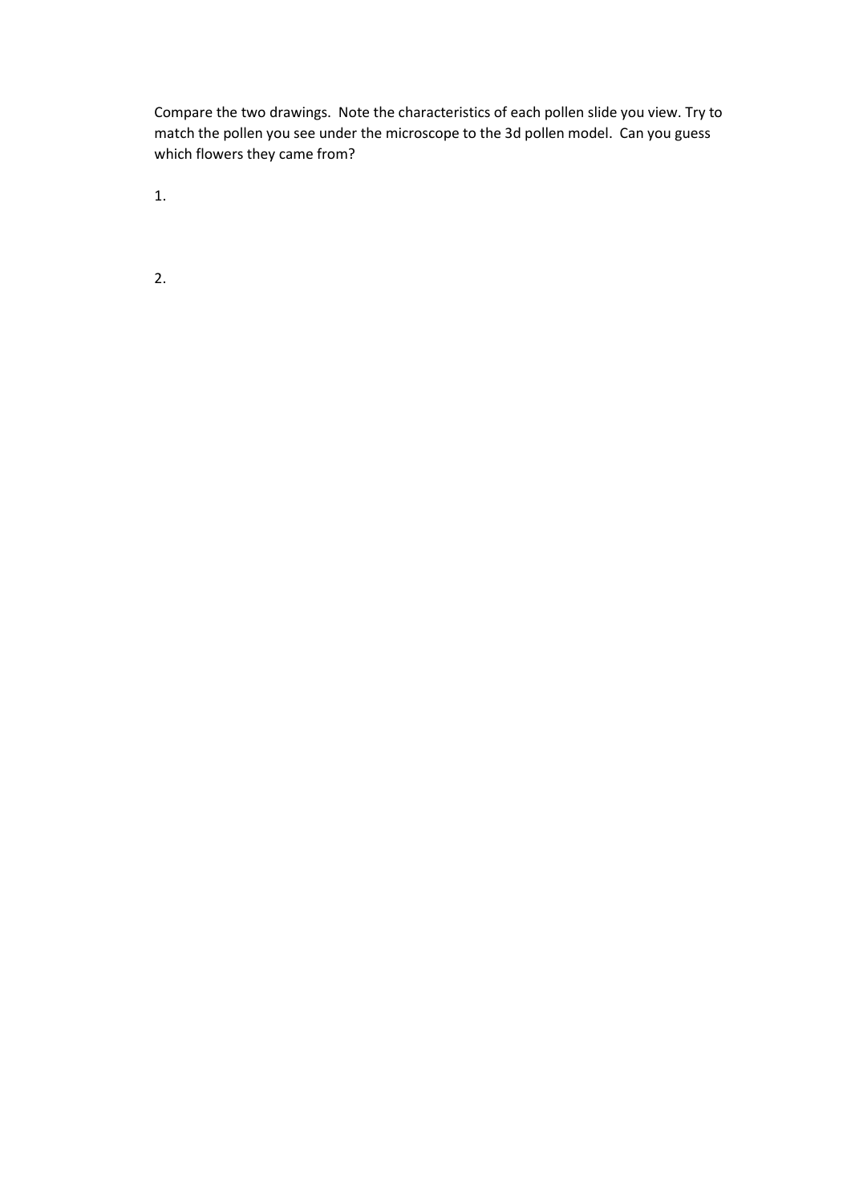Compare the two drawings. Note the characteristics of each pollen slide you view. Try to match the pollen you see under the microscope to the 3d pollen model. Can you guess which flowers they came from?

1.

2.